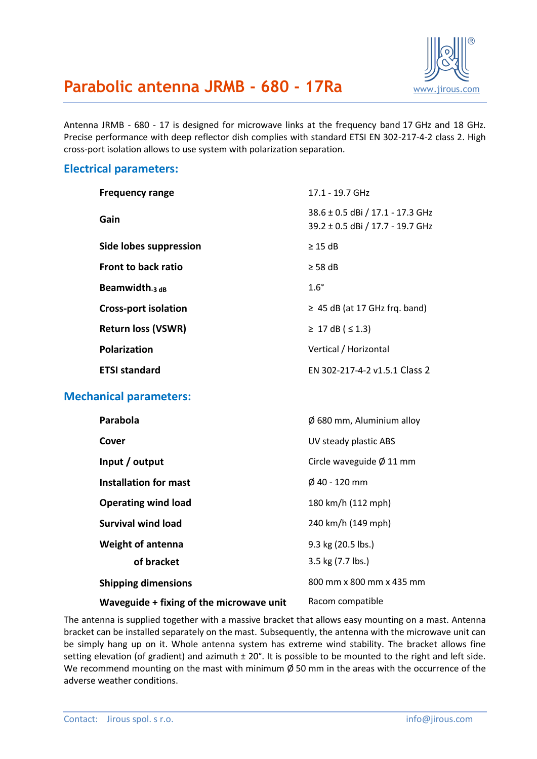# Parabolic antenna JRMB - 680 - 17Ra

www.jirous.com

Antenna JRMB - 680 - 17 is designed for microwave links at the frequency band 17 GHz and 18 GHz. Precise performance with deep reflector dish complies with standard ETSI EN 302-217-4-2 class 2. High cross-port isolation allows to use system with polarization separation.

## Electrical parameters:

| | |
|---|---|
| **Frequency range** | 17.1 - 19.7 GHz |
| **Gain** | 38.6 ± 0.5 dBi / 17.1 - 17.3 GHz<br>39.2 ± 0.5 dBi / 17.7 - 19.7 GHz |
| **Side lobes suppression** | ≥ 15 dB |
| **Front to back ratio** | ≥ 58 dB |
| **Beamwidth$_{-3\ dB}$** | 1.6° |
| **Cross-port isolation** | ≥ 45 dB (at 17 GHz frq. band) |
| **Return loss (VSWR)** | ≥ 17 dB ( ≤ 1.3) |
| **Polarization** | Vertical / Horizontal |
| **ETSI standard** | EN 302-217-4-2 v1.5.1 Class 2 |

## Mechanical parameters:

| | |
|---|---|
| **Parabola** | Ø 680 mm, Aluminium alloy |
| **Cover** | UV steady plastic ABS |
| **Input / output** | Circle waveguide Ø 11 mm |
| **Installation for mast** | Ø 40 - 120 mm |
| **Operating wind load** | 180 km/h (112 mph) |
| **Survival wind load** | 240 km/h (149 mph) |
| **Weight of antenna** | 9.3 kg (20.5 lbs.) |
| **of bracket** | 3.5 kg (7.7 lbs.) |
| **Shipping dimensions** | 800 mm x 800 mm x 435 mm |
| **Waveguide + fixing of the microwave unit** | Racom compatible |

The antenna is supplied together with a massive bracket that allows easy mounting on a mast. Antenna bracket can be installed separately on the mast. Subsequently, the antenna with the microwave unit can be simply hang up on it. Whole antenna system has extreme wind stability. The bracket allows fine setting elevation (of gradient) and azimuth ± 20°. It is possible to be mounted to the right and left side. We recommend mounting on the mast with minimum Ø 50 mm in the areas with the occurrence of the adverse weather conditions.

Contact: Jirous spol. s r.o. info@jirous.com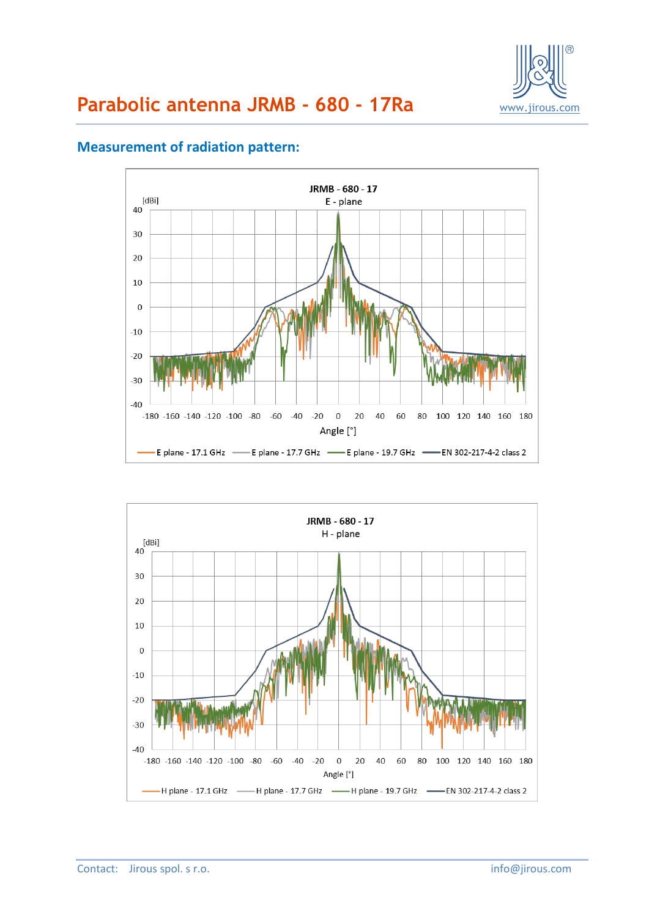# Parabolic antenna JRMB - 680 - 17Ra

## Measurement of radiation pattern:

JRMB - 680 - 17
E - plane

[dBi]

Angle [°]

E plane - 17.1 GHz | E plane - 17.7 GHz | E plane - 19.7 GHz | EN 302-217-4-2 class 2

JRMB - 680 - 17
H - plane

[dBi]

Angle [°]

H plane - 17.1 GHz | H plane - 17.7 GHz | H plane - 19.7 GHz | EN 302-217-4-2 class 2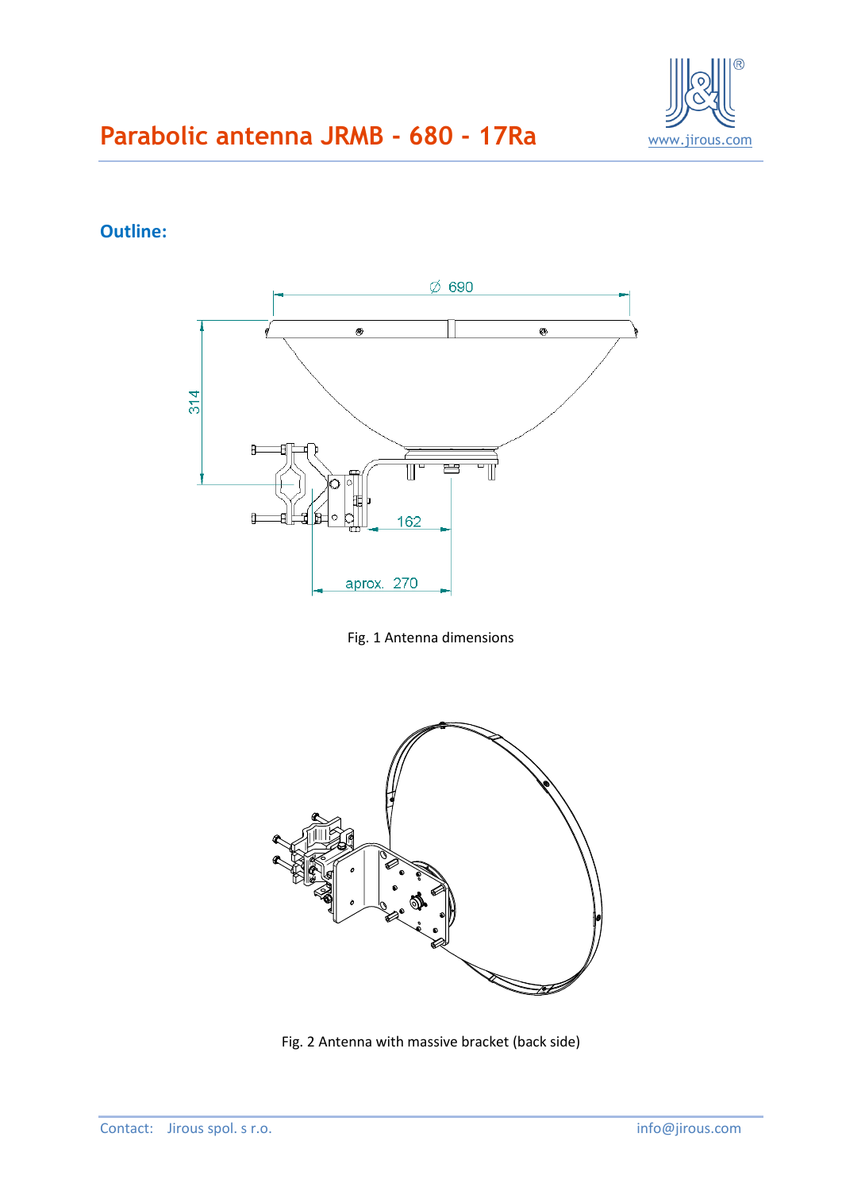# Parabolic antenna JRMB - 680 - 17Ra

## Outline:

∅ 690

314

162

aprox. 270

Fig. 1 Antenna dimensions

Fig. 2 Antenna with massive bracket (back side)